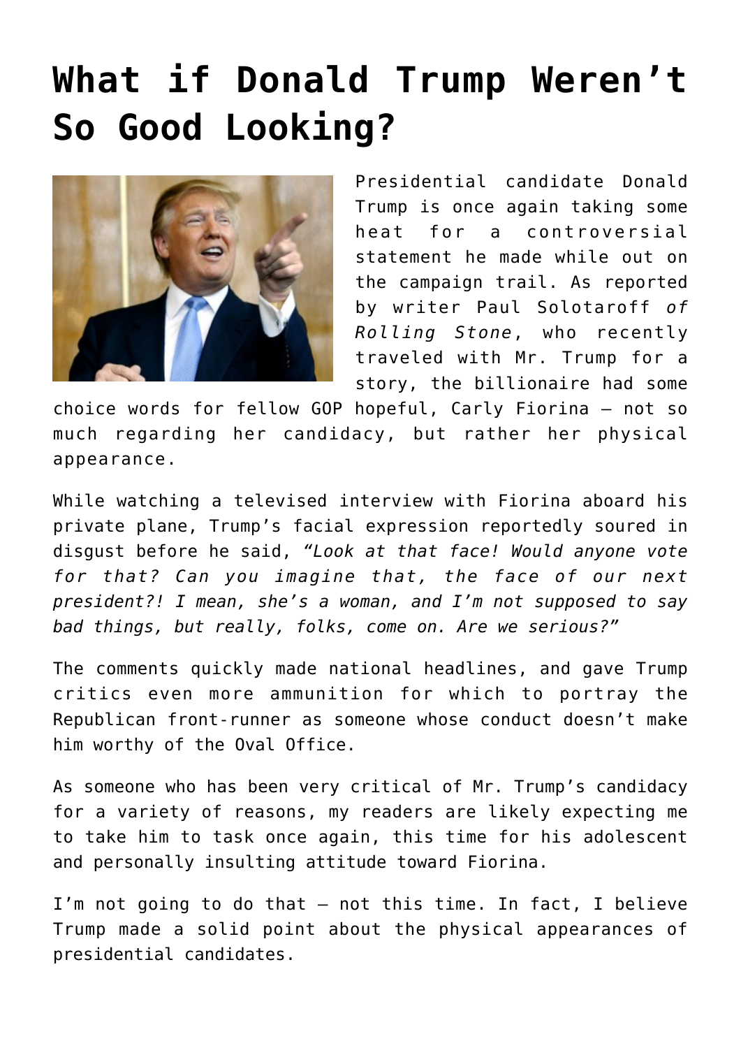# What if Donald Trump Weren't So Good Looking?

Presidential candidate Donald Trump is once again taking some heat for a controversial statement he made while out on the campaign trail. As reported by writer Paul Solotaroff *of Rolling Stone*, who recently traveled with Mr. Trump for a story, the billionaire had some choice words for fellow GOP hopeful, Carly Fiorina – not so much regarding her candidacy, but rather her physical appearance.

While watching a televised interview with Fiorina aboard his private plane, Trump's facial expression reportedly soured in disgust before he said, *"Look at that face! Would anyone vote for that? Can you imagine that, the face of our next president?! I mean, she's a woman, and I'm not supposed to say bad things, but really, folks, come on. Are we serious?"*

The comments quickly made national headlines, and gave Trump critics even more ammunition for which to portray the Republican front-runner as someone whose conduct doesn't make him worthy of the Oval Office.

As someone who has been very critical of Mr. Trump's candidacy for a variety of reasons, my readers are likely expecting me to take him to task once again, this time for his adolescent and personally insulting attitude toward Fiorina.

I'm not going to do that – not this time. In fact, I believe Trump made a solid point about the physical appearances of presidential candidates.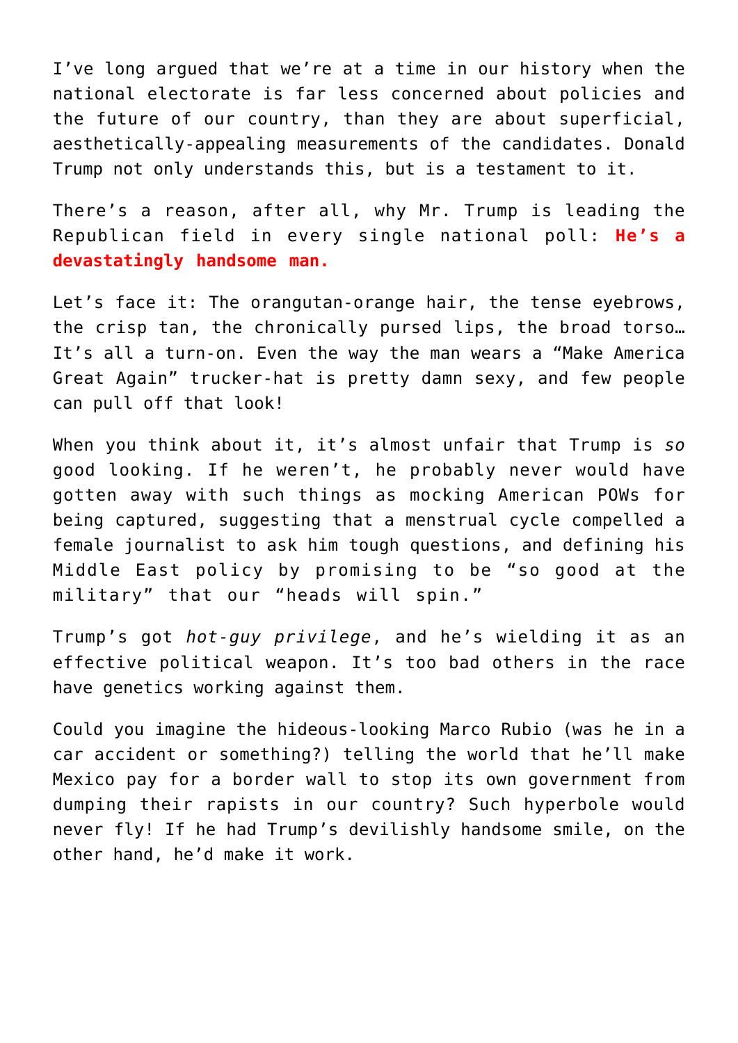I've long argued that we're at a time in our history when the national electorate is far less concerned about policies and the future of our country, than they are about superficial, aesthetically-appealing measurements of the candidates. Donald Trump not only understands this, but is a testament to it.

There's a reason, after all, why Mr. Trump is leading the Republican field in every single national poll: **He's a devastatingly handsome man.**

Let's face it: The orangutan-orange hair, the tense eyebrows, the crisp tan, the chronically pursed lips, the broad torso… It's all a turn-on. Even the way the man wears a "Make America Great Again" trucker-hat is pretty damn sexy, and few people can pull off that look!

When you think about it, it's almost unfair that Trump is *so* good looking. If he weren't, he probably never would have gotten away with such things as mocking American POWs for being captured, suggesting that a menstrual cycle compelled a female journalist to ask him tough questions, and defining his Middle East policy by promising to be "so good at the military" that our "heads will spin."

Trump's got *hot-guy privilege*, and he's wielding it as an effective political weapon. It's too bad others in the race have genetics working against them.

Could you imagine the hideous-looking Marco Rubio (was he in a car accident or something?) telling the world that he'll make Mexico pay for a border wall to stop its own government from dumping their rapists in our country? Such hyperbole would never fly! If he had Trump's devilishly handsome smile, on the other hand, he'd make it work.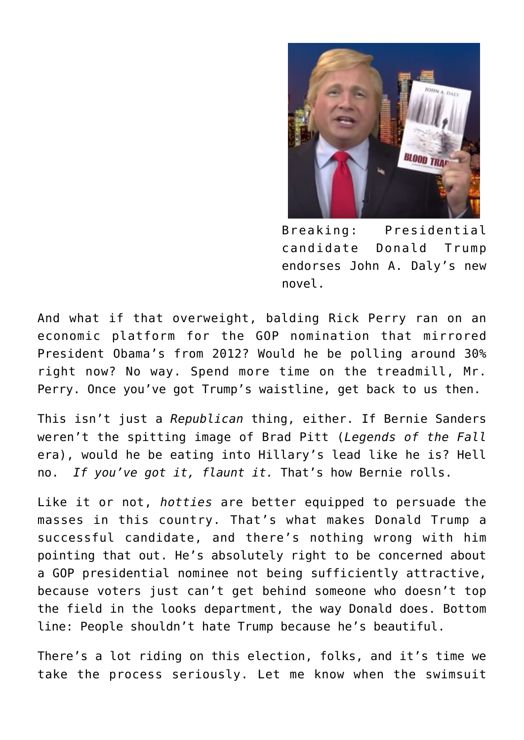Breaking: Presidential candidate Donald Trump endorses John A. Daly's new novel.

And what if that overweight, balding Rick Perry ran on an economic platform for the GOP nomination that mirrored President Obama's from 2012? Would he be polling around 30% right now? No way. Spend more time on the treadmill, Mr. Perry. Once you've got Trump's waistline, get back to us then.

This isn't just a *Republican* thing, either. If Bernie Sanders weren't the spitting image of Brad Pitt (*Legends of the Fall* era), would he be eating into Hillary's lead like he is? Hell no. *If you've got it, flaunt it.* That's how Bernie rolls.

Like it or not, *hotties* are better equipped to persuade the masses in this country. That's what makes Donald Trump a successful candidate, and there's nothing wrong with him pointing that out. He's absolutely right to be concerned about a GOP presidential nominee not being sufficiently attractive, because voters just can't get behind someone who doesn't top the field in the looks department, the way Donald does. Bottom line: People shouldn't hate Trump because he's beautiful.

There's a lot riding on this election, folks, and it's time we take the process seriously. Let me know when the swimsuit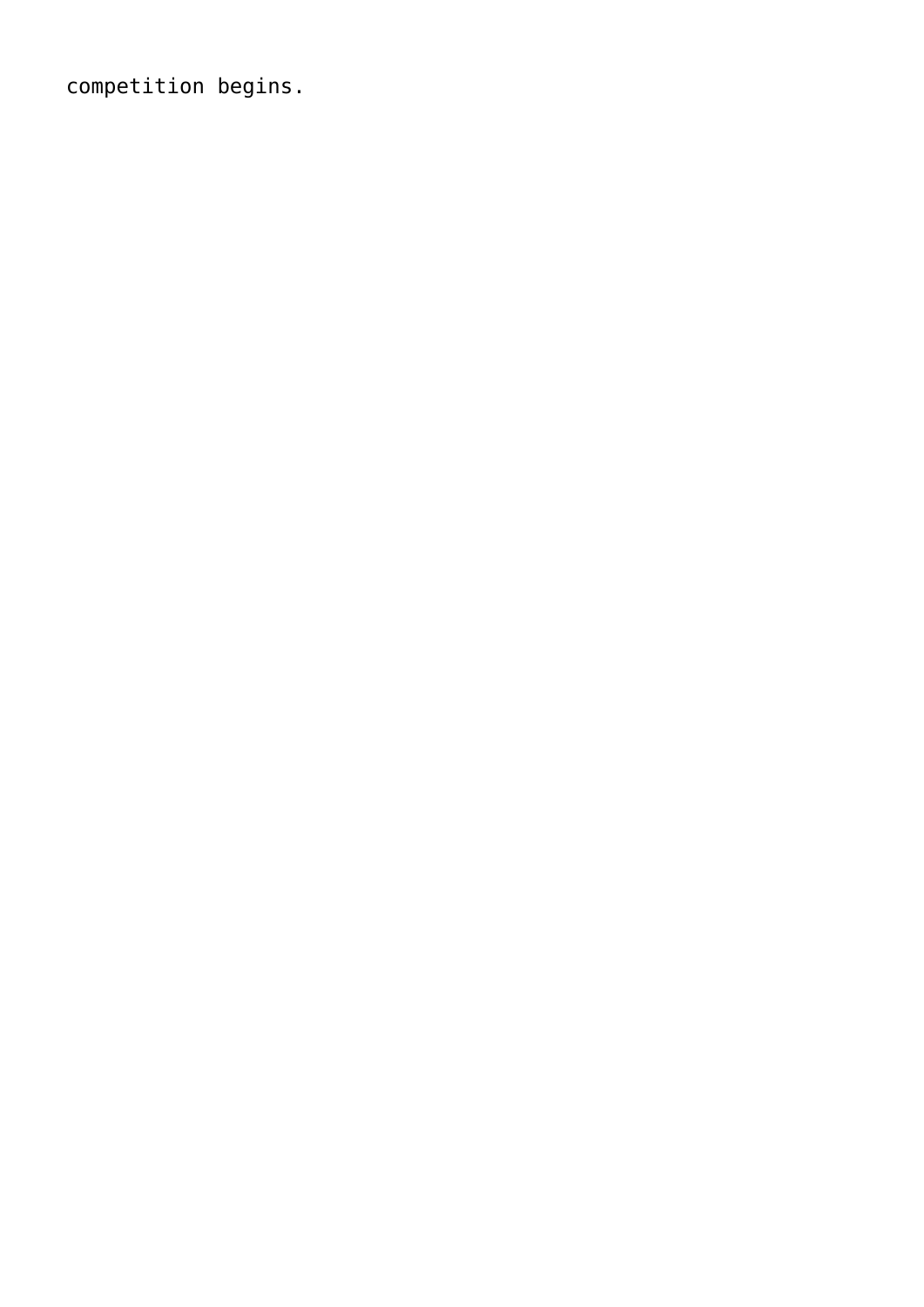competition begins.